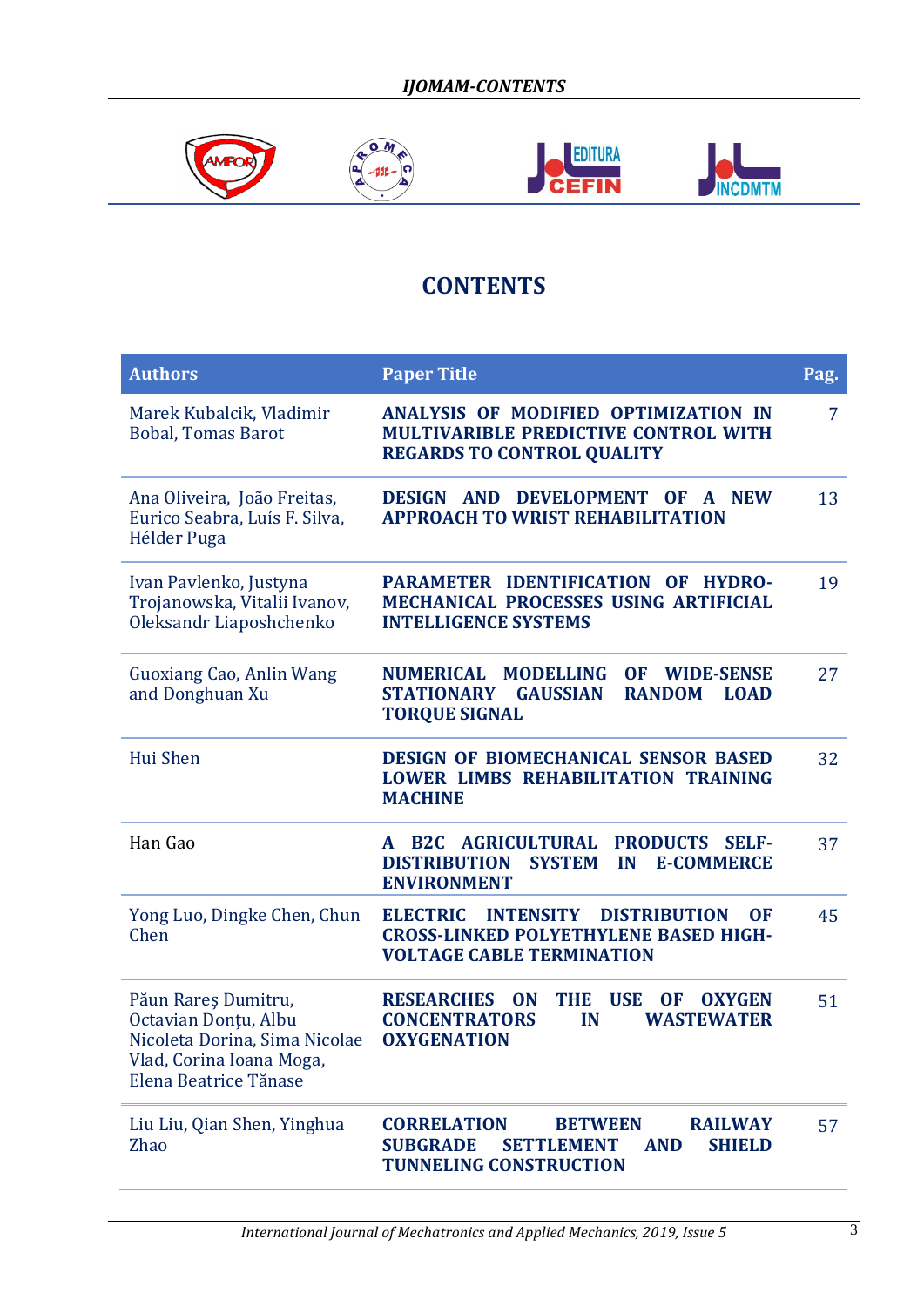# CONTENTS

| Authors | Paper Title | Pag. |
|---|---|---|
| Marek Kubalcik, Vladimir Bobal, Tomas Barot | **ANALYSIS OF MODIFIED OPTIMIZATION IN MULTIVARIBLE PREDICTIVE CONTROL WITH REGARDS TO CONTROL QUALITY** | 7 |
| Ana Oliveira, João Freitas, Eurico Seabra, Luís F. Silva, Hélder Puga | **DESIGN AND DEVELOPMENT OF A NEW APPROACH TO WRIST REHABILITATION** | 13 |
| Ivan Pavlenko, Justyna Trojanowska, Vitalii Ivanov, Oleksandr Liaposhchenko | **PARAMETER IDENTIFICATION OF HYDRO-MECHANICAL PROCESSES USING ARTIFICIAL INTELLIGENCE SYSTEMS** | 19 |
| Guoxiang Cao, Anlin Wang and Donghuan Xu | **NUMERICAL MODELLING OF WIDE-SENSE STATIONARY GAUSSIAN RANDOM LOAD TORQUE SIGNAL** | 27 |
| Hui Shen | **DESIGN OF BIOMECHANICAL SENSOR BASED LOWER LIMBS REHABILITATION TRAINING MACHINE** | 32 |
| Han Gao | **A B2C AGRICULTURAL PRODUCTS SELF-DISTRIBUTION SYSTEM IN E-COMMERCE ENVIRONMENT** | 37 |
| Yong Luo, Dingke Chen, Chun Chen | **ELECTRIC INTENSITY DISTRIBUTION OF CROSS-LINKED POLYETHYLENE BASED HIGH-VOLTAGE CABLE TERMINATION** | 45 |
| Păun Rareș Dumitru, Octavian Donțu, Albu Nicoleta Dorina, Sima Nicolae Vlad, Corina Ioana Moga, Elena Beatrice Tănase | **RESEARCHES ON THE USE OF OXYGEN CONCENTRATORS IN WASTEWATER OXYGENATION** | 51 |
| Liu Liu, Qian Shen, Yinghua Zhao | **CORRELATION BETWEEN RAILWAY SUBGRADE SETTLEMENT AND SHIELD TUNNELING CONSTRUCTION** | 57 |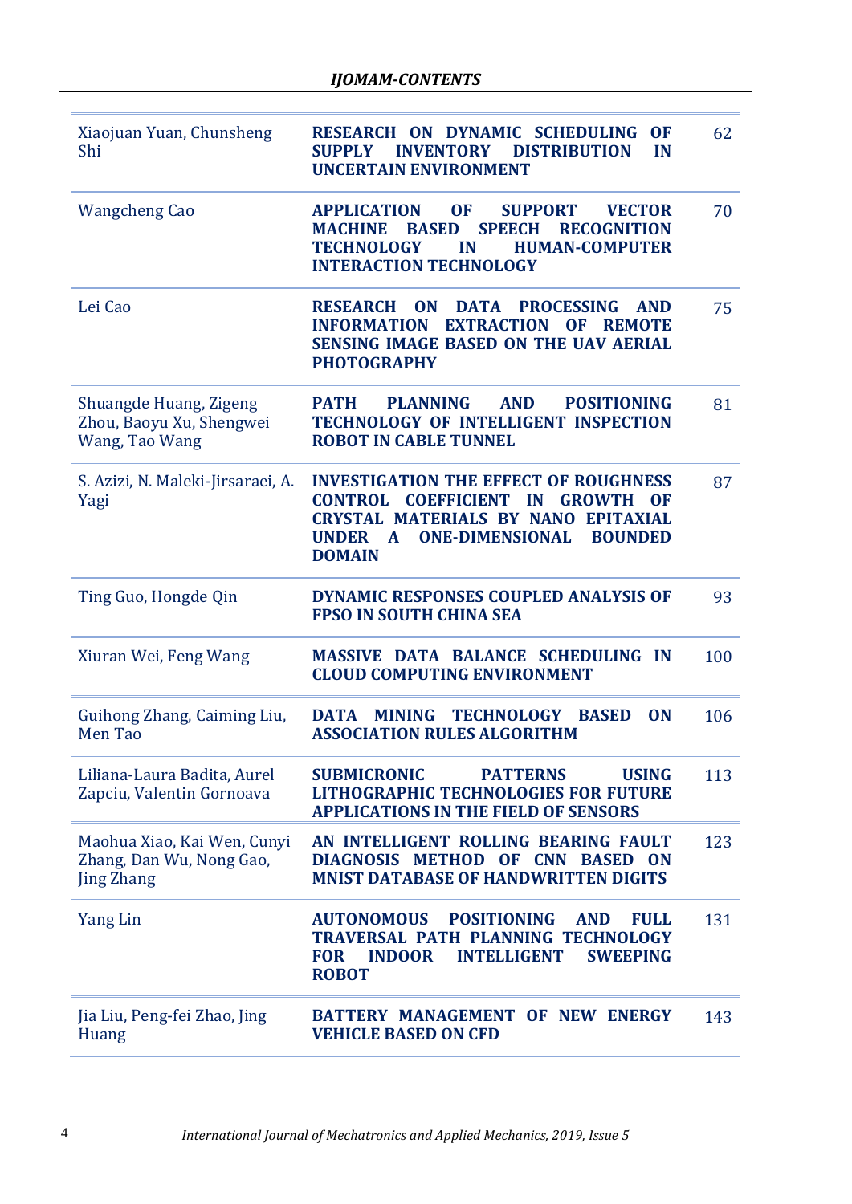| | | |
|---|---|---|
| Xiaojuan Yuan, Chunsheng Shi | **RESEARCH ON DYNAMIC SCHEDULING OF SUPPLY INVENTORY DISTRIBUTION IN UNCERTAIN ENVIRONMENT** | 62 |
| Wangcheng Cao | **APPLICATION OF SUPPORT VECTOR MACHINE BASED SPEECH RECOGNITION TECHNOLOGY IN HUMAN-COMPUTER INTERACTION TECHNOLOGY** | 70 |
| Lei Cao | **RESEARCH ON DATA PROCESSING AND INFORMATION EXTRACTION OF REMOTE SENSING IMAGE BASED ON THE UAV AERIAL PHOTOGRAPHY** | 75 |
| Shuangde Huang, Zigeng Zhou, Baoyu Xu, Shengwei Wang, Tao Wang | **PATH PLANNING AND POSITIONING TECHNOLOGY OF INTELLIGENT INSPECTION ROBOT IN CABLE TUNNEL** | 81 |
| S. Azizi, N. Maleki-Jirsaraei, A. Yagi | **INVESTIGATION THE EFFECT OF ROUGHNESS CONTROL COEFFICIENT IN GROWTH OF CRYSTAL MATERIALS BY NANO EPITAXIAL UNDER A ONE-DIMENSIONAL BOUNDED DOMAIN** | 87 |
| Ting Guo, Hongde Qin | **DYNAMIC RESPONSES COUPLED ANALYSIS OF FPSO IN SOUTH CHINA SEA** | 93 |
| Xiuran Wei, Feng Wang | **MASSIVE DATA BALANCE SCHEDULING IN CLOUD COMPUTING ENVIRONMENT** | 100 |
| Guihong Zhang, Caiming Liu, Men Tao | **DATA MINING TECHNOLOGY BASED ON ASSOCIATION RULES ALGORITHM** | 106 |
| Liliana-Laura Badita, Aurel Zapciu, Valentin Gornoava | **SUBMICRONIC PATTERNS USING LITHOGRAPHIC TECHNOLOGIES FOR FUTURE APPLICATIONS IN THE FIELD OF SENSORS** | 113 |
| Maohua Xiao, Kai Wen, Cunyi Zhang, Dan Wu, Nong Gao, Jing Zhang | **AN INTELLIGENT ROLLING BEARING FAULT DIAGNOSIS METHOD OF CNN BASED ON MNIST DATABASE OF HANDWRITTEN DIGITS** | 123 |
| Yang Lin | **AUTONOMOUS POSITIONING AND FULL TRAVERSAL PATH PLANNING TECHNOLOGY FOR INDOOR INTELLIGENT SWEEPING ROBOT** | 131 |
| Jia Liu, Peng-fei Zhao, Jing Huang | **BATTERY MANAGEMENT OF NEW ENERGY VEHICLE BASED ON CFD** | 143 |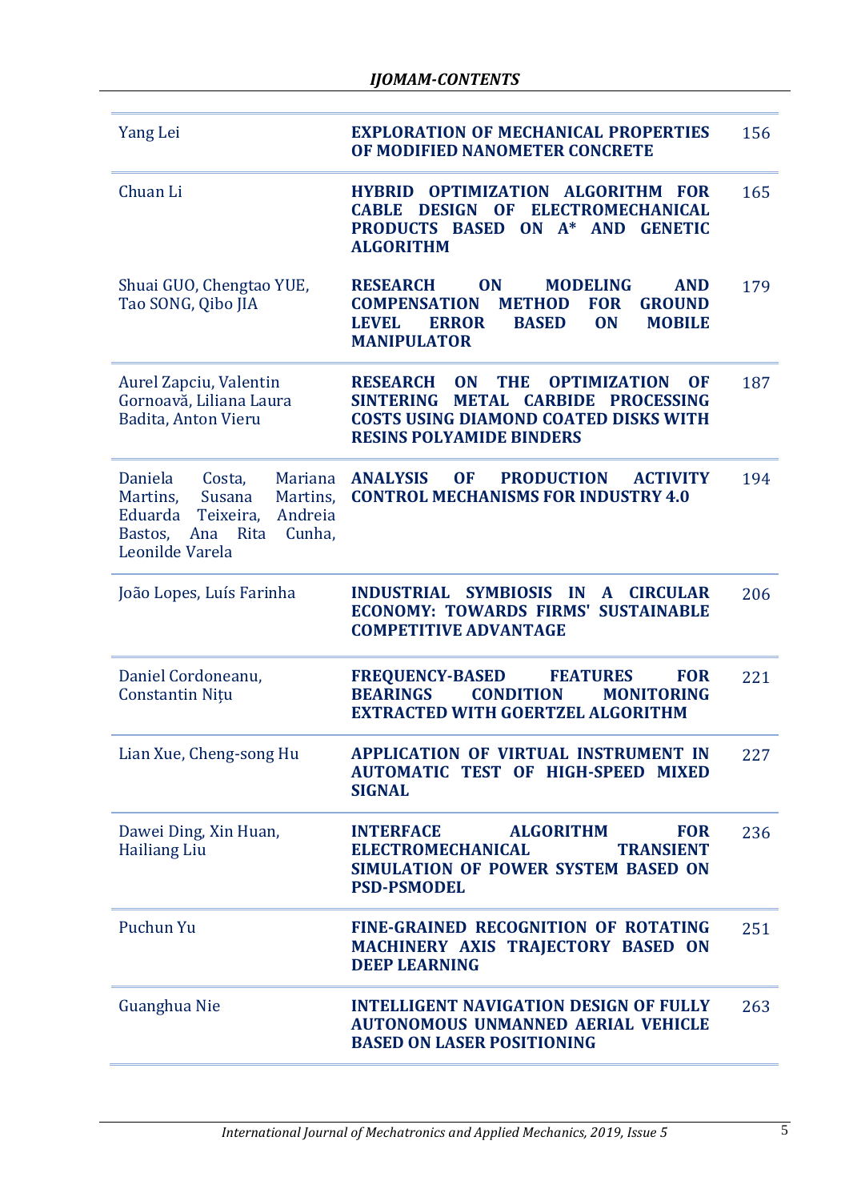| Authors | Title | Page |
|---|---|---|
| Yang Lei | **EXPLORATION OF MECHANICAL PROPERTIES OF MODIFIED NANOMETER CONCRETE** | 156 |
| Chuan Li | **HYBRID OPTIMIZATION ALGORITHM FOR CABLE DESIGN OF ELECTROMECHANICAL PRODUCTS BASED ON A* AND GENETIC ALGORITHM** | 165 |
| Shuai GUO, Chengtao YUE, Tao SONG, Qibo JIA | **RESEARCH ON MODELING AND COMPENSATION METHOD FOR GROUND LEVEL ERROR BASED ON MOBILE MANIPULATOR** | 179 |
| Aurel Zapciu, Valentin Gornoavă, Liliana Laura Badita, Anton Vieru | **RESEARCH ON THE OPTIMIZATION OF SINTERING METAL CARBIDE PROCESSING COSTS USING DIAMOND COATED DISKS WITH RESINS POLYAMIDE BINDERS** | 187 |
| Daniela Costa, Mariana Martins, Susana Martins, Eduarda Teixeira, Andreia Bastos, Ana Rita Cunha, Leonilde Varela | **ANALYSIS OF PRODUCTION ACTIVITY CONTROL MECHANISMS FOR INDUSTRY 4.0** | 194 |
| João Lopes, Luís Farinha | **INDUSTRIAL SYMBIOSIS IN A CIRCULAR ECONOMY: TOWARDS FIRMS' SUSTAINABLE COMPETITIVE ADVANTAGE** | 206 |
| Daniel Cordoneanu, Constantin Nițu | **FREQUENCY-BASED FEATURES FOR BEARINGS CONDITION MONITORING EXTRACTED WITH GOERTZEL ALGORITHM** | 221 |
| Lian Xue, Cheng-song Hu | **APPLICATION OF VIRTUAL INSTRUMENT IN AUTOMATIC TEST OF HIGH-SPEED MIXED SIGNAL** | 227 |
| Dawei Ding, Xin Huan, Hailiang Liu | **INTERFACE ALGORITHM FOR ELECTROMECHANICAL TRANSIENT SIMULATION OF POWER SYSTEM BASED ON PSD-PSMODEL** | 236 |
| Puchun Yu | **FINE-GRAINED RECOGNITION OF ROTATING MACHINERY AXIS TRAJECTORY BASED ON DEEP LEARNING** | 251 |
| Guanghua Nie | **INTELLIGENT NAVIGATION DESIGN OF FULLY AUTONOMOUS UNMANNED AERIAL VEHICLE BASED ON LASER POSITIONING** | 263 |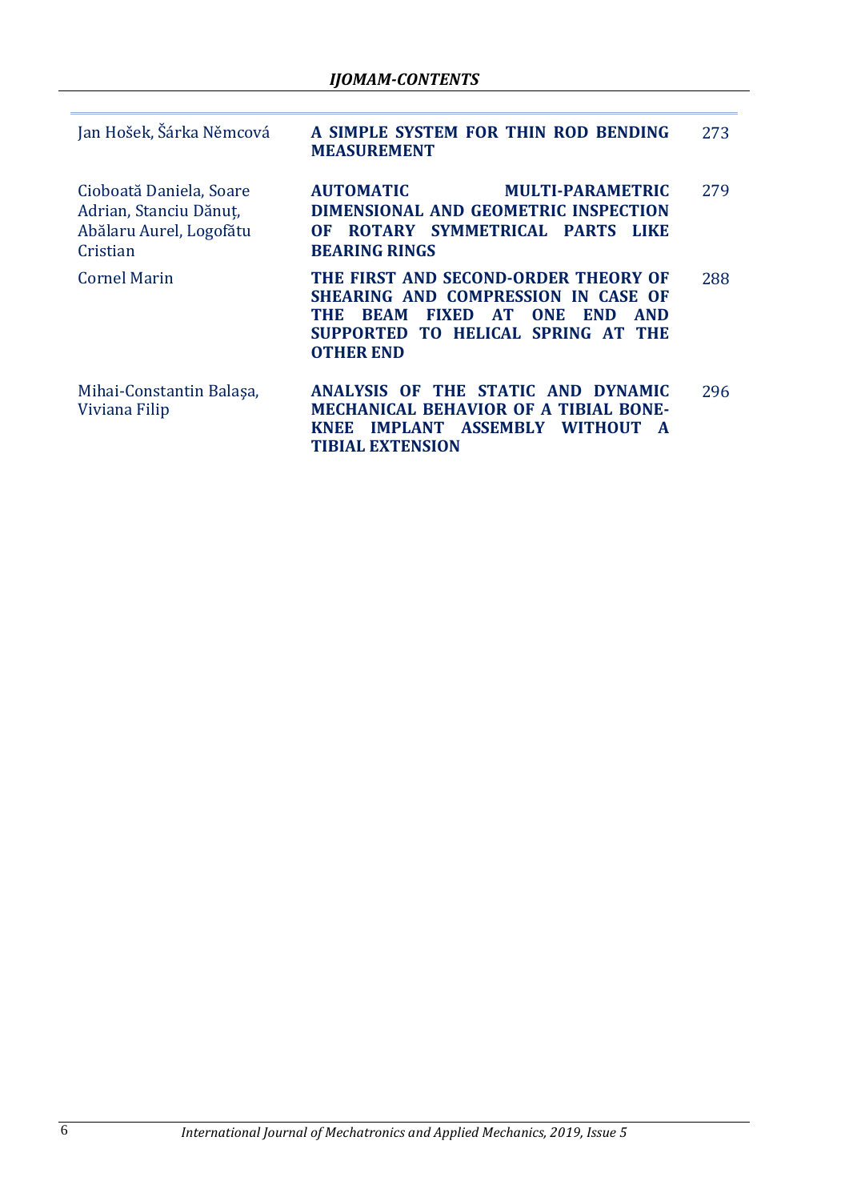| | | |
|---|---|---|
| Jan Hošek, Šárka Němcová | **A SIMPLE SYSTEM FOR THIN ROD BENDING MEASUREMENT** | 273 |
| Cioboată Daniela, Soare Adrian, Stanciu Dănuț, Abălaru Aurel, Logofătu Cristian | **AUTOMATIC MULTI-PARAMETRIC DIMENSIONAL AND GEOMETRIC INSPECTION OF ROTARY SYMMETRICAL PARTS LIKE BEARING RINGS** | 279 |
| Cornel Marin | **THE FIRST AND SECOND-ORDER THEORY OF SHEARING AND COMPRESSION IN CASE OF THE BEAM FIXED AT ONE END AND SUPPORTED TO HELICAL SPRING AT THE OTHER END** | 288 |
| Mihai-Constantin Balașa, Viviana Filip | **ANALYSIS OF THE STATIC AND DYNAMIC MECHANICAL BEHAVIOR OF A TIBIAL BONE-KNEE IMPLANT ASSEMBLY WITHOUT A TIBIAL EXTENSION** | 296 |